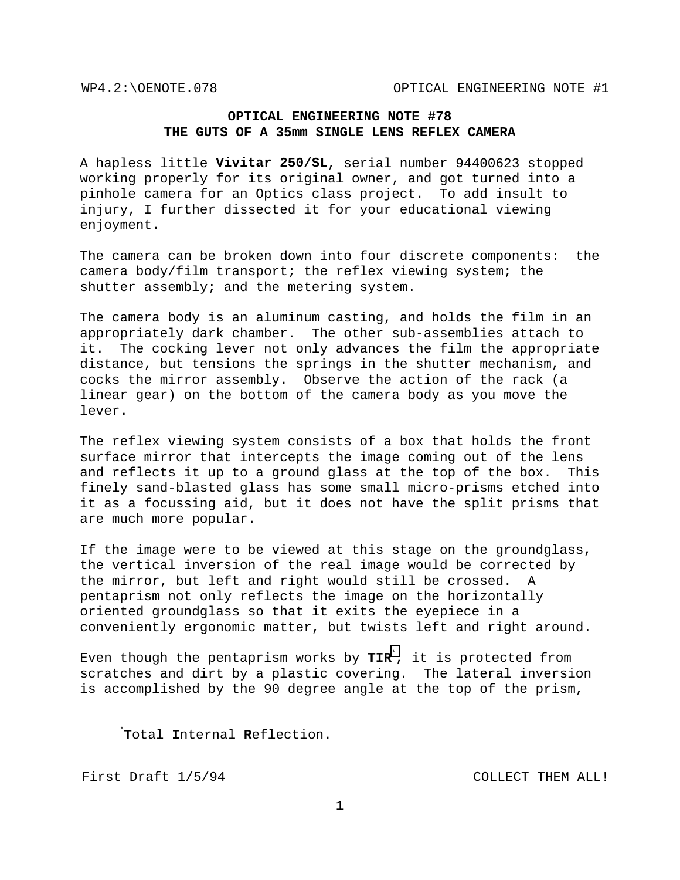**OPTICAL ENGINEERING NOTE #78**
**THE GUTS OF A 35mm SINGLE LENS REFLEX CAMERA**

A hapless little **Vivitar 250/SL**, serial number 94400623 stopped working properly for its original owner, and got turned into a pinhole camera for an Optics class project. To add insult to injury, I further dissected it for your educational viewing enjoyment.

The camera can be broken down into four discrete components: the camera body/film transport; the reflex viewing system; the shutter assembly; and the metering system.

The camera body is an aluminum casting, and holds the film in an appropriately dark chamber. The other sub-assemblies attach to it. The cocking lever not only advances the film the appropriate distance, but tensions the springs in the shutter mechanism, and cocks the mirror assembly. Observe the action of the rack (a linear gear) on the bottom of the camera body as you move the lever.

The reflex viewing system consists of a box that holds the front surface mirror that intercepts the image coming out of the lens and reflects it up to a ground glass at the top of the box. This finely sand-blasted glass has some small micro-prisms etched into it as a focussing aid, but it does not have the split prisms that are much more popular.

If the image were to be viewed at this stage on the groundglass, the vertical inversion of the real image would be corrected by the mirror, but left and right would still be crossed. A pentaprism not only reflects the image on the horizontally oriented groundglass so that it exits the eyepiece in a conveniently ergonomic matter, but twists left and right around.

Even though the pentaprism works by **TIR**[*], it is protected from scratches and dirt by a plastic covering. The lateral inversion is accomplished by the 90 degree angle at the top of the prism,

---

[*] **T**otal **I**nternal **R**eflection.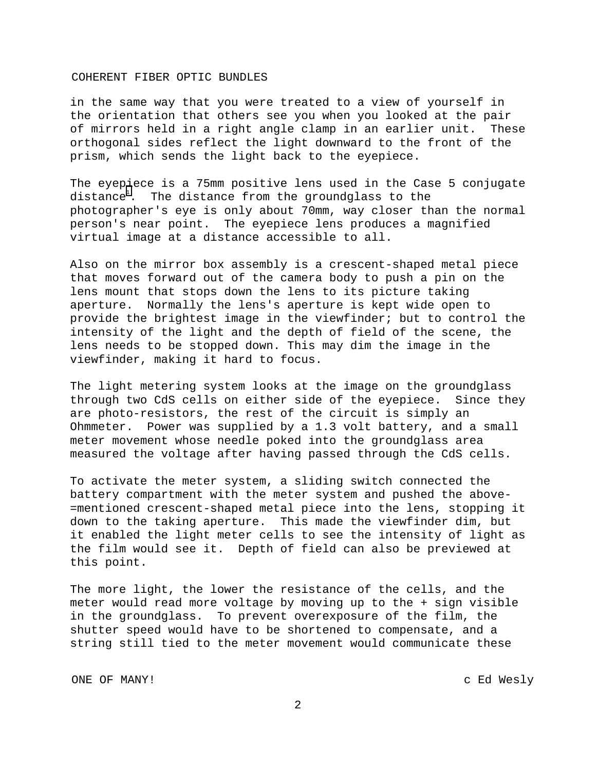in the same way that you were treated to a view of yourself in the orientation that others see you when you looked at the pair of mirrors held in a right angle clamp in an earlier unit. These orthogonal sides reflect the light downward to the front of the prism, which sends the light back to the eyepiece.

The eyepiece is a 75mm positive lens used in the Case 5 conjugate distance[1]. The distance from the groundglass to the photographer's eye is only about 70mm, way closer than the normal person's near point. The eyepiece lens produces a magnified virtual image at a distance accessible to all.

Also on the mirror box assembly is a crescent-shaped metal piece that moves forward out of the camera body to push a pin on the lens mount that stops down the lens to its picture taking aperture. Normally the lens's aperture is kept wide open to provide the brightest image in the viewfinder; but to control the intensity of the light and the depth of field of the scene, the lens needs to be stopped down. This may dim the image in the viewfinder, making it hard to focus.

The light metering system looks at the image on the groundglass through two CdS cells on either side of the eyepiece. Since they are photo-resistors, the rest of the circuit is simply an Ohmmeter. Power was supplied by a 1.3 volt battery, and a small meter movement whose needle poked into the groundglass area measured the voltage after having passed through the CdS cells.

To activate the meter system, a sliding switch connected the battery compartment with the meter system and pushed the above-=mentioned crescent-shaped metal piece into the lens, stopping it down to the taking aperture. This made the viewfinder dim, but it enabled the light meter cells to see the intensity of light as the film would see it. Depth of field can also be previewed at this point.

The more light, the lower the resistance of the cells, and the meter would read more voltage by moving up to the + sign visible in the groundglass. To prevent overexposure of the film, the shutter speed would have to be shortened to compensate, and a string still tied to the meter movement would communicate these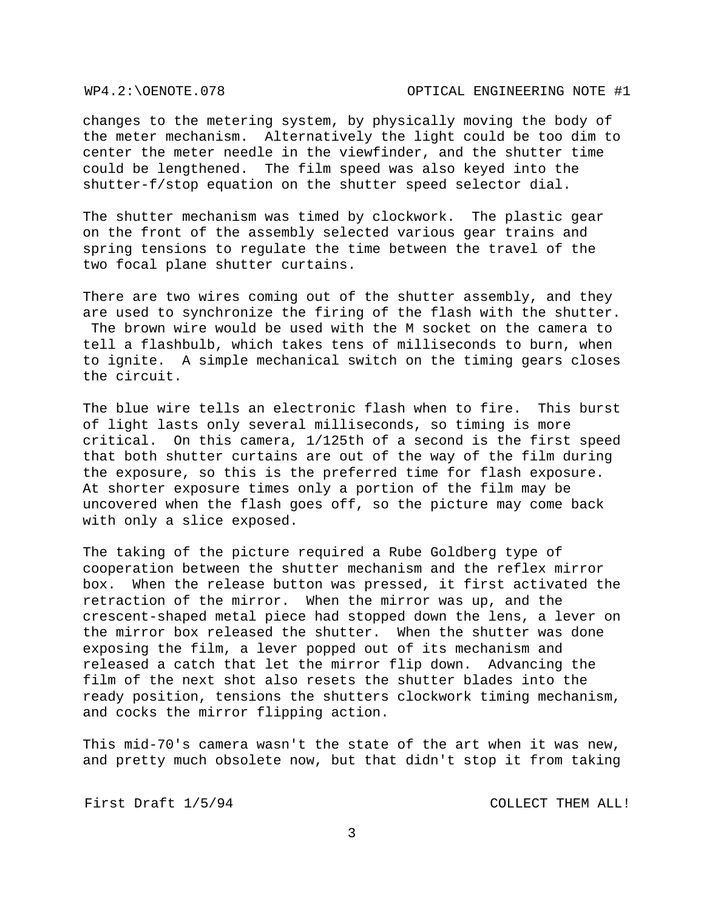changes to the metering system, by physically moving the body of the meter mechanism. Alternatively the light could be too dim to center the meter needle in the viewfinder, and the shutter time could be lengthened. The film speed was also keyed into the shutter-f/stop equation on the shutter speed selector dial.

The shutter mechanism was timed by clockwork. The plastic gear on the front of the assembly selected various gear trains and spring tensions to regulate the time between the travel of the two focal plane shutter curtains.

There are two wires coming out of the shutter assembly, and they are used to synchronize the firing of the flash with the shutter. The brown wire would be used with the M socket on the camera to tell a flashbulb, which takes tens of milliseconds to burn, when to ignite. A simple mechanical switch on the timing gears closes the circuit.

The blue wire tells an electronic flash when to fire. This burst of light lasts only several milliseconds, so timing is more critical. On this camera, 1/125th of a second is the first speed that both shutter curtains are out of the way of the film during the exposure, so this is the preferred time for flash exposure. At shorter exposure times only a portion of the film may be uncovered when the flash goes off, so the picture may come back with only a slice exposed.

The taking of the picture required a Rube Goldberg type of cooperation between the shutter mechanism and the reflex mirror box. When the release button was pressed, it first activated the retraction of the mirror. When the mirror was up, and the crescent-shaped metal piece had stopped down the lens, a lever on the mirror box released the shutter. When the shutter was done exposing the film, a lever popped out of its mechanism and released a catch that let the mirror flip down. Advancing the film of the next shot also resets the shutter blades into the ready position, tensions the shutters clockwork timing mechanism, and cocks the mirror flipping action.

This mid-70's camera wasn't the state of the art when it was new, and pretty much obsolete now, but that didn't stop it from taking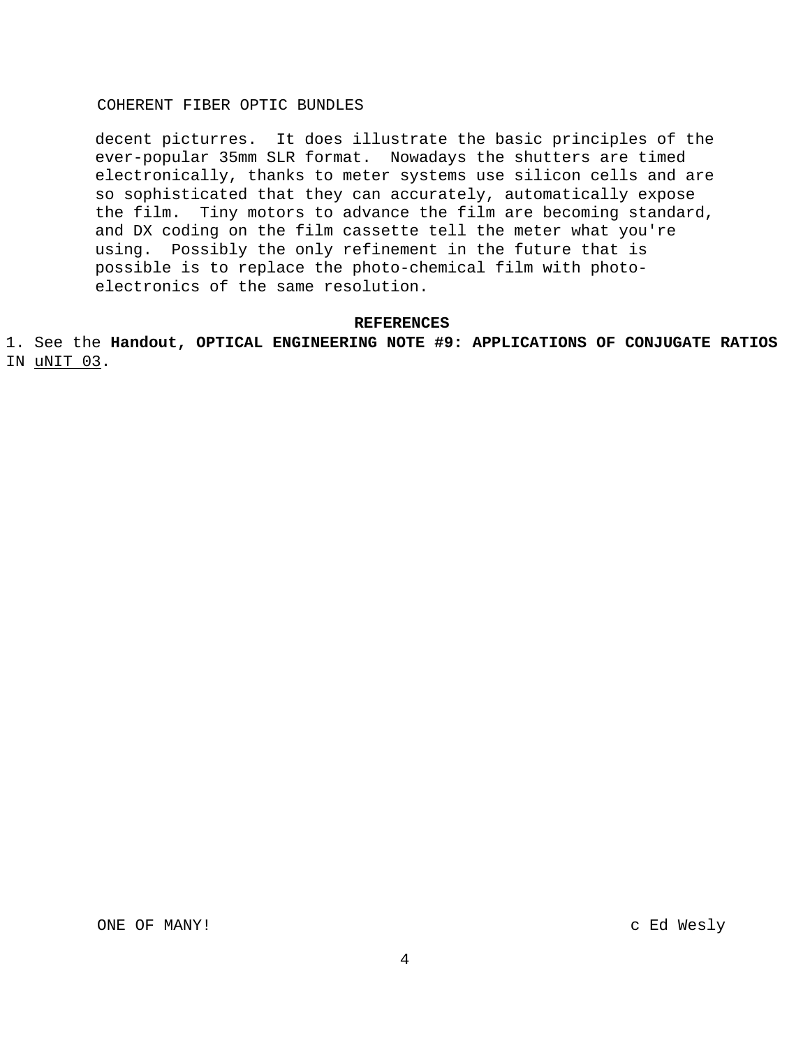decent picturres.  It does illustrate the basic principles of the ever-popular 35mm SLR format.  Nowadays the shutters are timed electronically, thanks to meter systems use silicon cells and are so sophisticated that they can accurately, automatically expose the film.  Tiny motors to advance the film are becoming standard, and DX coding on the film cassette tell the meter what you're using.  Possibly the only refinement in the future that is possible is to replace the photo-chemical film with photo-electronics of the same resolution.

## REFERENCES

1. See the **Handout, OPTICAL ENGINEERING NOTE #9: APPLICATIONS OF CONJUGATE RATIOS** IN uNIT 03.